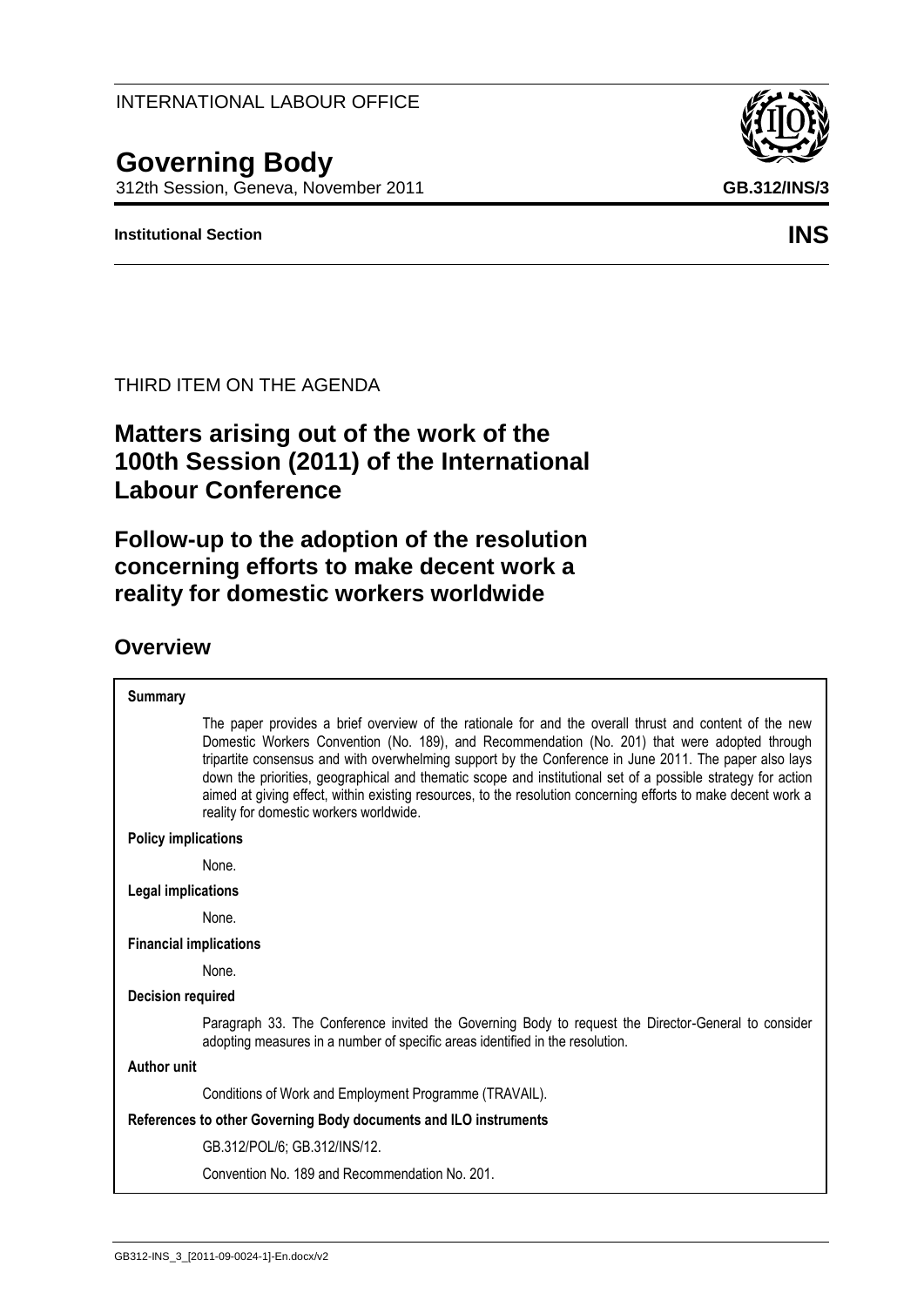INTERNATIONAL LABOUR OFFICE

# Governing Body

312th Session, Geneva, November 2011

**GB.312/INS/3**

**Institutional Section**

**INS**

THIRD ITEM ON THE AGENDA

## Matters arising out of the work of the 100th Session (2011) of the International Labour Conference

## Follow-up to the adoption of the resolution concerning efforts to make decent work a reality for domestic workers worldwide

## Overview

**Summary**

The paper provides a brief overview of the rationale for and the overall thrust and content of the new Domestic Workers Convention (No. 189), and Recommendation (No. 201) that were adopted through tripartite consensus and with overwhelming support by the Conference in June 2011. The paper also lays down the priorities, geographical and thematic scope and institutional set of a possible strategy for action aimed at giving effect, within existing resources, to the resolution concerning efforts to make decent work a reality for domestic workers worldwide.

**Policy implications**

None.

**Legal implications**

None.

**Financial implications**

None.

**Decision required**

Paragraph 33. The Conference invited the Governing Body to request the Director-General to consider adopting measures in a number of specific areas identified in the resolution.

**Author unit**

Conditions of Work and Employment Programme (TRAVAIL).

**References to other Governing Body documents and ILO instruments**

GB.312/POL/6; GB.312/INS/12.

Convention No. 189 and Recommendation No. 201.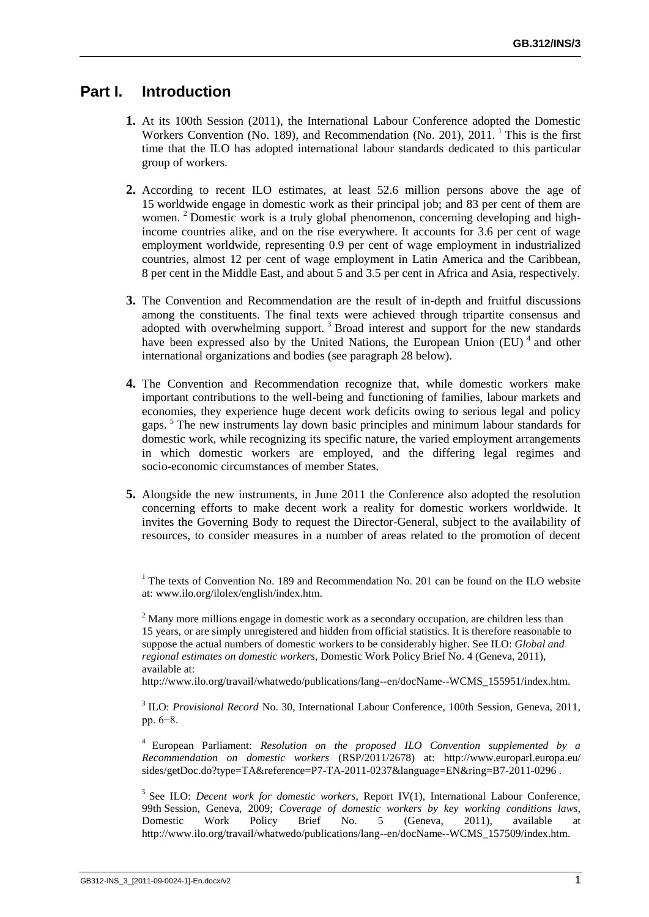# Part I. Introduction

**1.** At its 100th Session (2011), the International Labour Conference adopted the Domestic Workers Convention (No. 189), and Recommendation (No. 201), 2011. [1] This is the first time that the ILO has adopted international labour standards dedicated to this particular group of workers.

**2.** According to recent ILO estimates, at least 52.6 million persons above the age of 15 worldwide engage in domestic work as their principal job; and 83 per cent of them are women. [2] Domestic work is a truly global phenomenon, concerning developing and high-income countries alike, and on the rise everywhere. It accounts for 3.6 per cent of wage employment worldwide, representing 0.9 per cent of wage employment in industrialized countries, almost 12 per cent of wage employment in Latin America and the Caribbean, 8 per cent in the Middle East, and about 5 and 3.5 per cent in Africa and Asia, respectively.

**3.** The Convention and Recommendation are the result of in-depth and fruitful discussions among the constituents. The final texts were achieved through tripartite consensus and adopted with overwhelming support. [3] Broad interest and support for the new standards have been expressed also by the United Nations, the European Union (EU) [4] and other international organizations and bodies (see paragraph 28 below).

**4.** The Convention and Recommendation recognize that, while domestic workers make important contributions to the well-being and functioning of families, labour markets and economies, they experience huge decent work deficits owing to serious legal and policy gaps. [5] The new instruments lay down basic principles and minimum labour standards for domestic work, while recognizing its specific nature, the varied employment arrangements in which domestic workers are employed, and the differing legal regimes and socio-economic circumstances of member States.

**5.** Alongside the new instruments, in June 2011 the Conference also adopted the resolution concerning efforts to make decent work a reality for domestic workers worldwide. It invites the Governing Body to request the Director-General, subject to the availability of resources, to consider measures in a number of areas related to the promotion of decent

---

[1] The texts of Convention No. 189 and Recommendation No. 201 can be found on the ILO website at: www.ilo.org/ilolex/english/index.htm.

[2] Many more millions engage in domestic work as a secondary occupation, are children less than 15 years, or are simply unregistered and hidden from official statistics. It is therefore reasonable to suppose the actual numbers of domestic workers to be considerably higher. See ILO: *Global and regional estimates on domestic workers*, Domestic Work Policy Brief No. 4 (Geneva, 2011), available at: http://www.ilo.org/travail/whatwedo/publications/lang--en/docName--WCMS_155951/index.htm.

[3] ILO: *Provisional Record* No. 30, International Labour Conference, 100th Session, Geneva, 2011, pp. 6−8.

[4] European Parliament: *Resolution on the proposed ILO Convention supplemented by a Recommendation on domestic workers* (RSP/2011/2678) at: http://www.europarl.europa.eu/sides/getDoc.do?type=TA&reference=P7-TA-2011-0237&language=EN&ring=B7-2011-0296 .

[5] See ILO: *Decent work for domestic workers*, Report IV(1), International Labour Conference, 99th Session, Geneva, 2009; *Coverage of domestic workers by key working conditions laws*, Domestic Work Policy Brief No. 5 (Geneva, 2011), available at http://www.ilo.org/travail/whatwedo/publications/lang--en/docName--WCMS_157509/index.htm.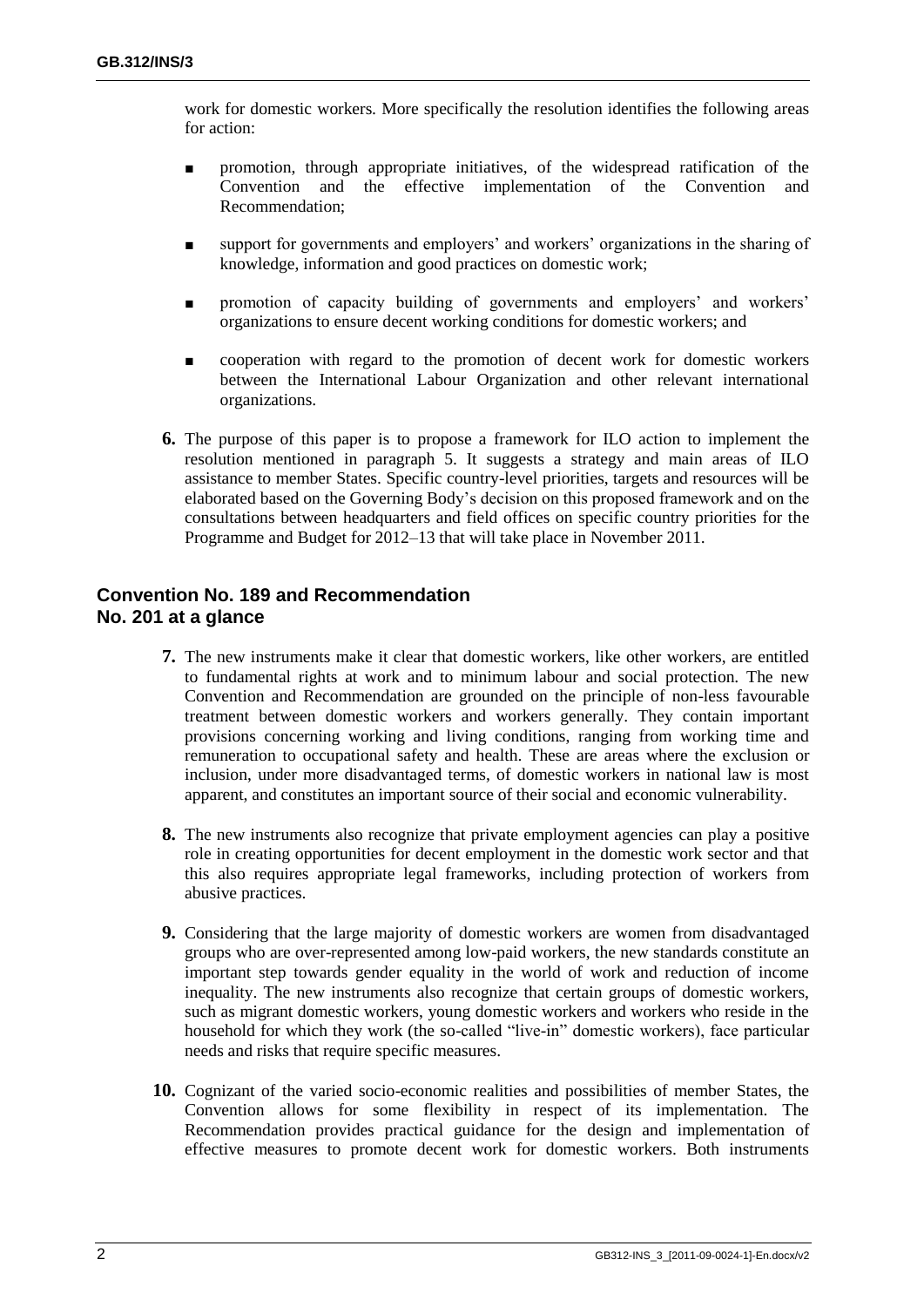work for domestic workers. More specifically the resolution identifies the following areas for action:

- promotion, through appropriate initiatives, of the widespread ratification of the Convention and the effective implementation of the Convention and Recommendation;
- support for governments and employers' and workers' organizations in the sharing of knowledge, information and good practices on domestic work;
- promotion of capacity building of governments and employers' and workers' organizations to ensure decent working conditions for domestic workers; and
- cooperation with regard to the promotion of decent work for domestic workers between the International Labour Organization and other relevant international organizations.

**6.** The purpose of this paper is to propose a framework for ILO action to implement the resolution mentioned in paragraph 5. It suggests a strategy and main areas of ILO assistance to member States. Specific country-level priorities, targets and resources will be elaborated based on the Governing Body's decision on this proposed framework and on the consultations between headquarters and field offices on specific country priorities for the Programme and Budget for 2012–13 that will take place in November 2011.

## Convention No. 189 and Recommendation No. 201 at a glance

**7.** The new instruments make it clear that domestic workers, like other workers, are entitled to fundamental rights at work and to minimum labour and social protection. The new Convention and Recommendation are grounded on the principle of non-less favourable treatment between domestic workers and workers generally. They contain important provisions concerning working and living conditions, ranging from working time and remuneration to occupational safety and health. These are areas where the exclusion or inclusion, under more disadvantaged terms, of domestic workers in national law is most apparent, and constitutes an important source of their social and economic vulnerability.

**8.** The new instruments also recognize that private employment agencies can play a positive role in creating opportunities for decent employment in the domestic work sector and that this also requires appropriate legal frameworks, including protection of workers from abusive practices.

**9.** Considering that the large majority of domestic workers are women from disadvantaged groups who are over-represented among low-paid workers, the new standards constitute an important step towards gender equality in the world of work and reduction of income inequality. The new instruments also recognize that certain groups of domestic workers, such as migrant domestic workers, young domestic workers and workers who reside in the household for which they work (the so-called "live-in" domestic workers), face particular needs and risks that require specific measures.

**10.** Cognizant of the varied socio-economic realities and possibilities of member States, the Convention allows for some flexibility in respect of its implementation. The Recommendation provides practical guidance for the design and implementation of effective measures to promote decent work for domestic workers. Both instruments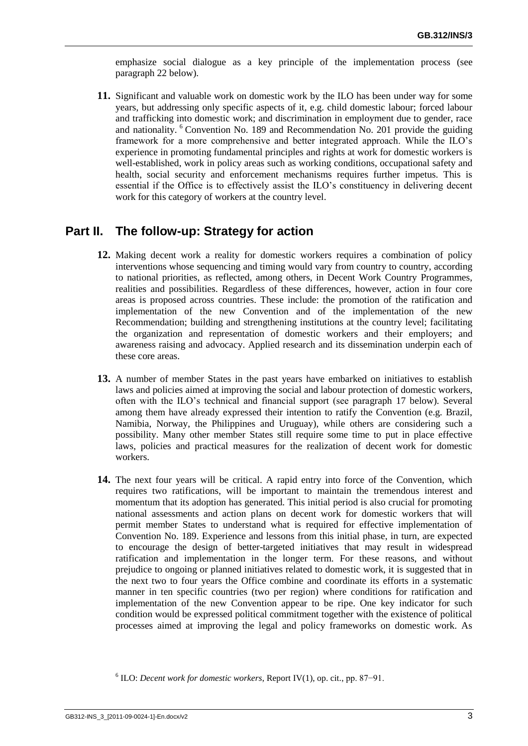emphasize social dialogue as a key principle of the implementation process (see paragraph 22 below).

**11.** Significant and valuable work on domestic work by the ILO has been under way for some years, but addressing only specific aspects of it, e.g. child domestic labour; forced labour and trafficking into domestic work; and discrimination in employment due to gender, race and nationality. [6] Convention No. 189 and Recommendation No. 201 provide the guiding framework for a more comprehensive and better integrated approach. While the ILO's experience in promoting fundamental principles and rights at work for domestic workers is well-established, work in policy areas such as working conditions, occupational safety and health, social security and enforcement mechanisms requires further impetus. This is essential if the Office is to effectively assist the ILO's constituency in delivering decent work for this category of workers at the country level.

## Part II. The follow-up: Strategy for action

**12.** Making decent work a reality for domestic workers requires a combination of policy interventions whose sequencing and timing would vary from country to country, according to national priorities, as reflected, among others, in Decent Work Country Programmes, realities and possibilities. Regardless of these differences, however, action in four core areas is proposed across countries. These include: the promotion of the ratification and implementation of the new Convention and of the implementation of the new Recommendation; building and strengthening institutions at the country level; facilitating the organization and representation of domestic workers and their employers; and awareness raising and advocacy. Applied research and its dissemination underpin each of these core areas.

**13.** A number of member States in the past years have embarked on initiatives to establish laws and policies aimed at improving the social and labour protection of domestic workers, often with the ILO's technical and financial support (see paragraph 17 below). Several among them have already expressed their intention to ratify the Convention (e.g. Brazil, Namibia, Norway, the Philippines and Uruguay), while others are considering such a possibility. Many other member States still require some time to put in place effective laws, policies and practical measures for the realization of decent work for domestic workers.

**14.** The next four years will be critical. A rapid entry into force of the Convention, which requires two ratifications, will be important to maintain the tremendous interest and momentum that its adoption has generated. This initial period is also crucial for promoting national assessments and action plans on decent work for domestic workers that will permit member States to understand what is required for effective implementation of Convention No. 189. Experience and lessons from this initial phase, in turn, are expected to encourage the design of better-targeted initiatives that may result in widespread ratification and implementation in the longer term. For these reasons, and without prejudice to ongoing or planned initiatives related to domestic work, it is suggested that in the next two to four years the Office combine and coordinate its efforts in a systematic manner in ten specific countries (two per region) where conditions for ratification and implementation of the new Convention appear to be ripe. One key indicator for such condition would be expressed political commitment together with the existence of political processes aimed at improving the legal and policy frameworks on domestic work. As

[6] ILO: *Decent work for domestic workers*, Report IV(1), op. cit., pp. 87–91.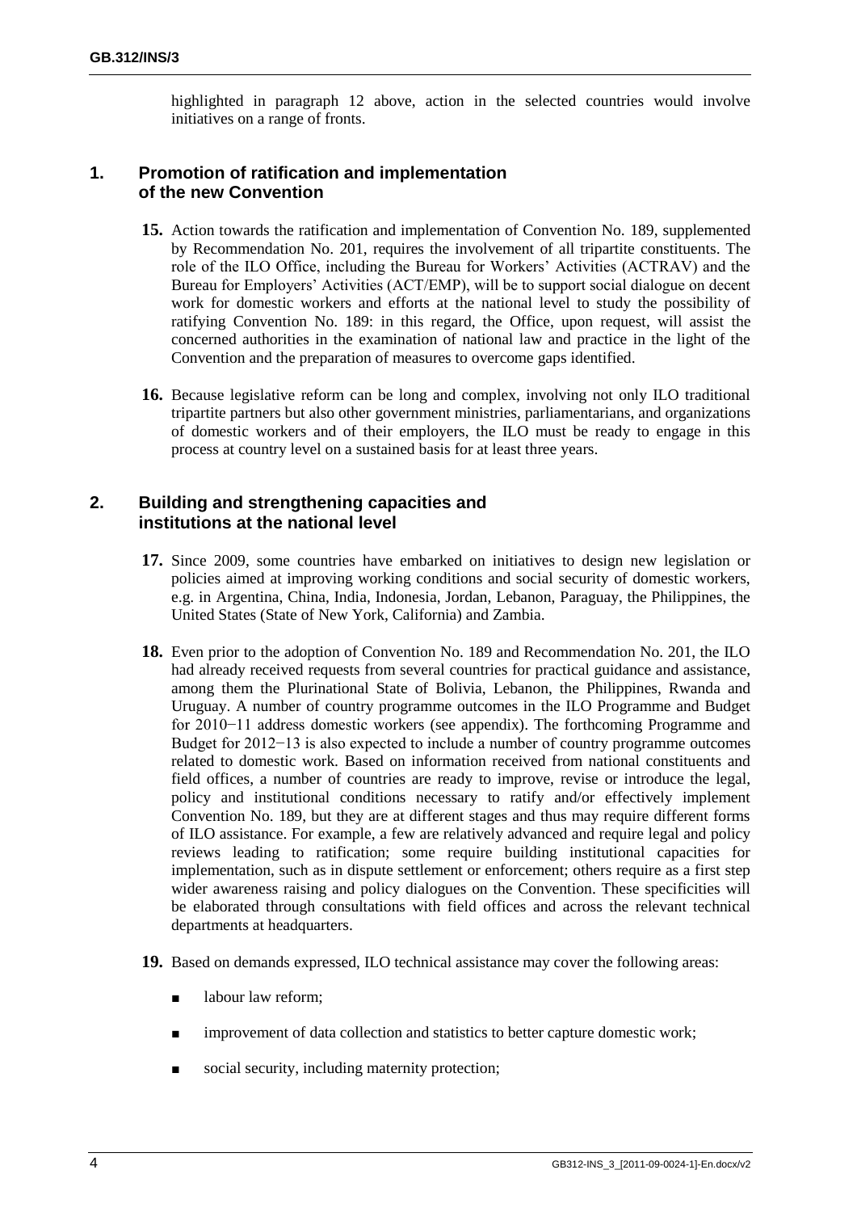highlighted in paragraph 12 above, action in the selected countries would involve initiatives on a range of fronts.

## 1. Promotion of ratification and implementation of the new Convention

**15.** Action towards the ratification and implementation of Convention No. 189, supplemented by Recommendation No. 201, requires the involvement of all tripartite constituents. The role of the ILO Office, including the Bureau for Workers' Activities (ACTRAV) and the Bureau for Employers' Activities (ACT/EMP), will be to support social dialogue on decent work for domestic workers and efforts at the national level to study the possibility of ratifying Convention No. 189: in this regard, the Office, upon request, will assist the concerned authorities in the examination of national law and practice in the light of the Convention and the preparation of measures to overcome gaps identified.

**16.** Because legislative reform can be long and complex, involving not only ILO traditional tripartite partners but also other government ministries, parliamentarians, and organizations of domestic workers and of their employers, the ILO must be ready to engage in this process at country level on a sustained basis for at least three years.

## 2. Building and strengthening capacities and institutions at the national level

**17.** Since 2009, some countries have embarked on initiatives to design new legislation or policies aimed at improving working conditions and social security of domestic workers, e.g. in Argentina, China, India, Indonesia, Jordan, Lebanon, Paraguay, the Philippines, the United States (State of New York, California) and Zambia.

**18.** Even prior to the adoption of Convention No. 189 and Recommendation No. 201, the ILO had already received requests from several countries for practical guidance and assistance, among them the Plurinational State of Bolivia, Lebanon, the Philippines, Rwanda and Uruguay. A number of country programme outcomes in the ILO Programme and Budget for 2010−11 address domestic workers (see appendix). The forthcoming Programme and Budget for 2012−13 is also expected to include a number of country programme outcomes related to domestic work. Based on information received from national constituents and field offices, a number of countries are ready to improve, revise or introduce the legal, policy and institutional conditions necessary to ratify and/or effectively implement Convention No. 189, but they are at different stages and thus may require different forms of ILO assistance. For example, a few are relatively advanced and require legal and policy reviews leading to ratification; some require building institutional capacities for implementation, such as in dispute settlement or enforcement; others require as a first step wider awareness raising and policy dialogues on the Convention. These specificities will be elaborated through consultations with field offices and across the relevant technical departments at headquarters.

**19.** Based on demands expressed, ILO technical assistance may cover the following areas:

- labour law reform;
- improvement of data collection and statistics to better capture domestic work;
- social security, including maternity protection;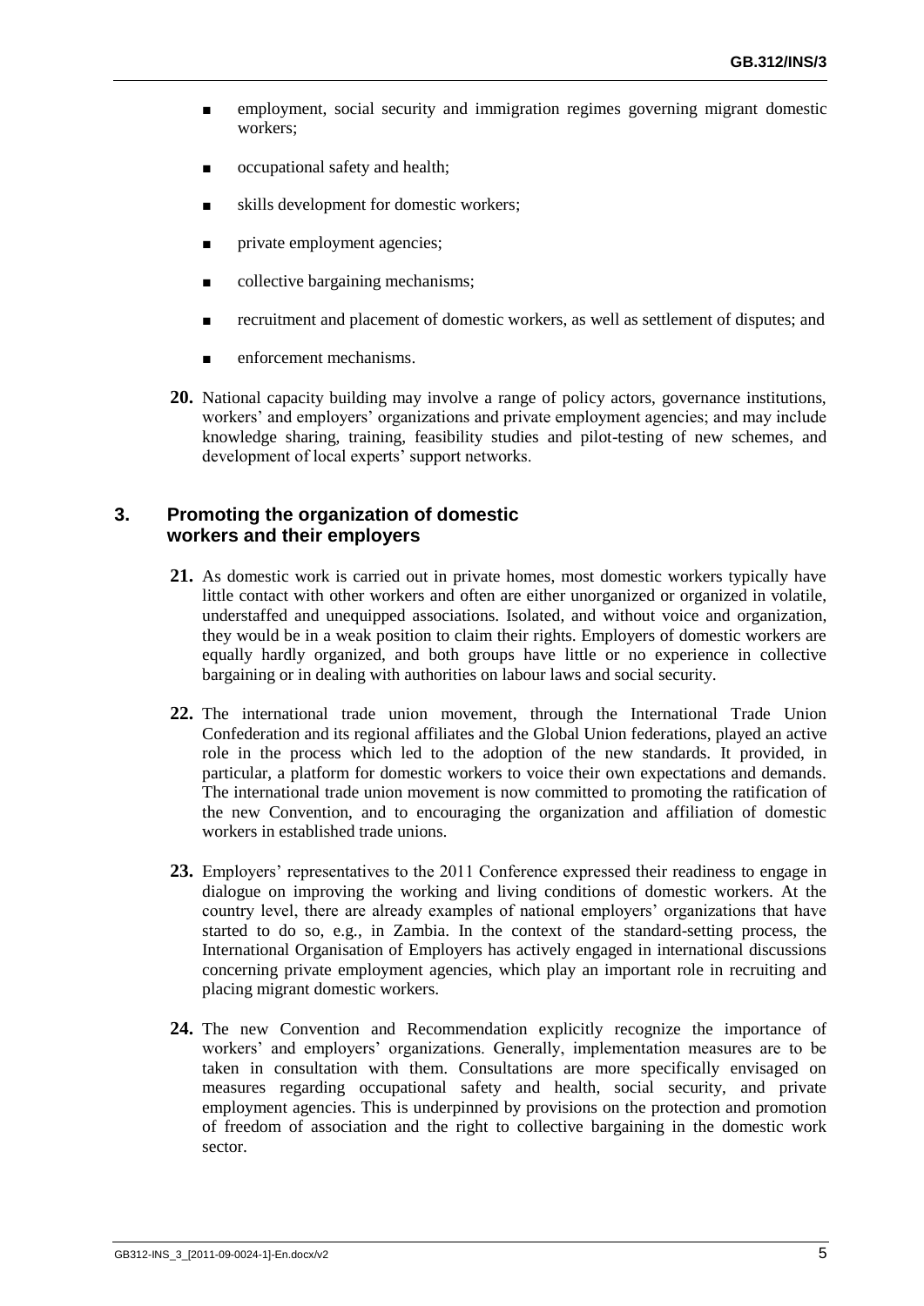- employment, social security and immigration regimes governing migrant domestic workers;
- occupational safety and health;
- skills development for domestic workers;
- private employment agencies;
- collective bargaining mechanisms;
- recruitment and placement of domestic workers, as well as settlement of disputes; and
- enforcement mechanisms.

**20.** National capacity building may involve a range of policy actors, governance institutions, workers' and employers' organizations and private employment agencies; and may include knowledge sharing, training, feasibility studies and pilot-testing of new schemes, and development of local experts' support networks.

### 3. Promoting the organization of domestic workers and their employers

**21.** As domestic work is carried out in private homes, most domestic workers typically have little contact with other workers and often are either unorganized or organized in volatile, understaffed and unequipped associations. Isolated, and without voice and organization, they would be in a weak position to claim their rights. Employers of domestic workers are equally hardly organized, and both groups have little or no experience in collective bargaining or in dealing with authorities on labour laws and social security.

**22.** The international trade union movement, through the International Trade Union Confederation and its regional affiliates and the Global Union federations, played an active role in the process which led to the adoption of the new standards. It provided, in particular, a platform for domestic workers to voice their own expectations and demands. The international trade union movement is now committed to promoting the ratification of the new Convention, and to encouraging the organization and affiliation of domestic workers in established trade unions.

**23.** Employers' representatives to the 2011 Conference expressed their readiness to engage in dialogue on improving the working and living conditions of domestic workers. At the country level, there are already examples of national employers' organizations that have started to do so, e.g., in Zambia. In the context of the standard-setting process, the International Organisation of Employers has actively engaged in international discussions concerning private employment agencies, which play an important role in recruiting and placing migrant domestic workers.

**24.** The new Convention and Recommendation explicitly recognize the importance of workers' and employers' organizations. Generally, implementation measures are to be taken in consultation with them. Consultations are more specifically envisaged on measures regarding occupational safety and health, social security, and private employment agencies. This is underpinned by provisions on the protection and promotion of freedom of association and the right to collective bargaining in the domestic work sector.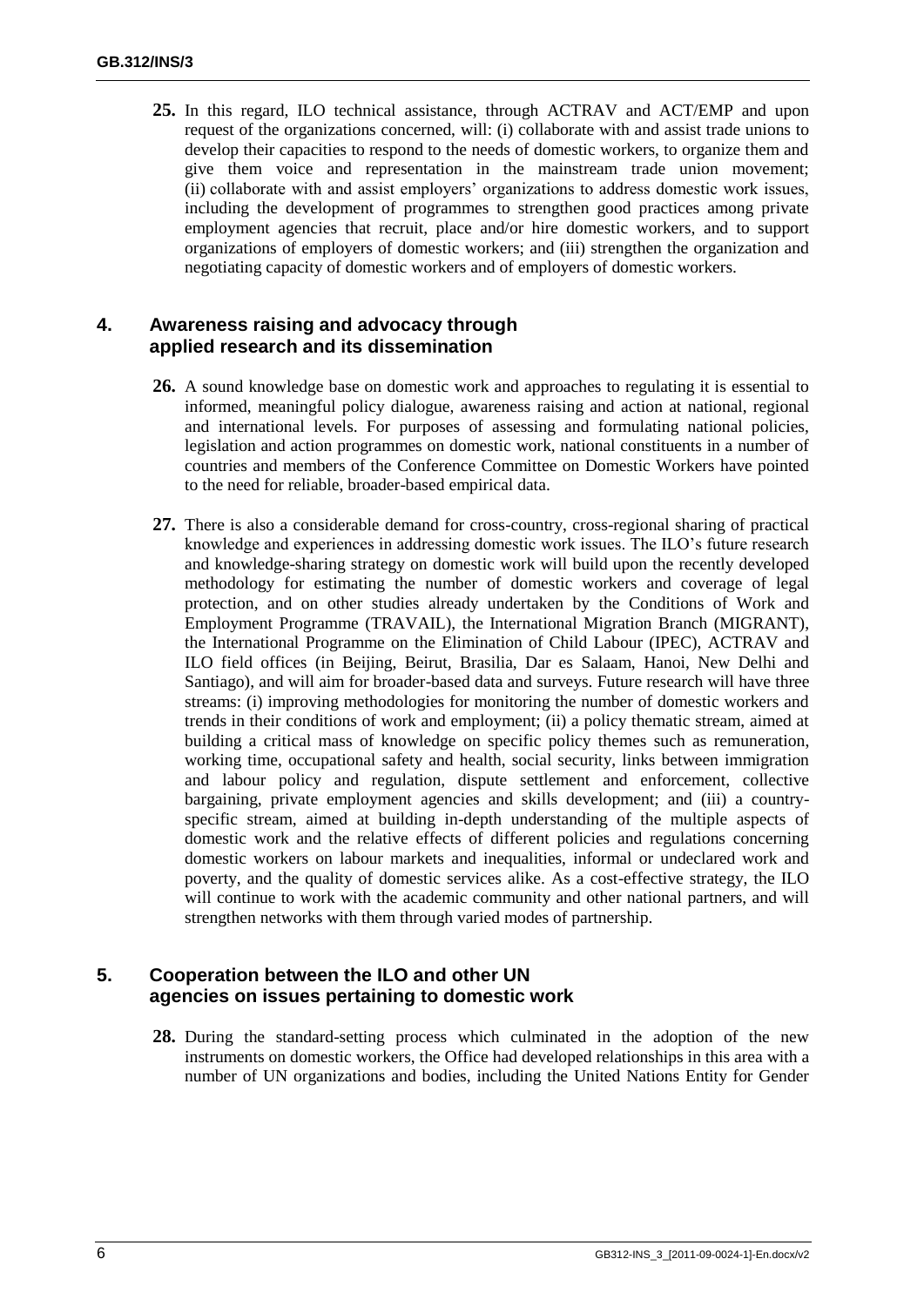**25.** In this regard, ILO technical assistance, through ACTRAV and ACT/EMP and upon request of the organizations concerned, will: (i) collaborate with and assist trade unions to develop their capacities to respond to the needs of domestic workers, to organize them and give them voice and representation in the mainstream trade union movement; (ii) collaborate with and assist employers' organizations to address domestic work issues, including the development of programmes to strengthen good practices among private employment agencies that recruit, place and/or hire domestic workers, and to support organizations of employers of domestic workers; and (iii) strengthen the organization and negotiating capacity of domestic workers and of employers of domestic workers.

## 4. Awareness raising and advocacy through applied research and its dissemination

**26.** A sound knowledge base on domestic work and approaches to regulating it is essential to informed, meaningful policy dialogue, awareness raising and action at national, regional and international levels. For purposes of assessing and formulating national policies, legislation and action programmes on domestic work, national constituents in a number of countries and members of the Conference Committee on Domestic Workers have pointed to the need for reliable, broader-based empirical data.

**27.** There is also a considerable demand for cross-country, cross-regional sharing of practical knowledge and experiences in addressing domestic work issues. The ILO's future research and knowledge-sharing strategy on domestic work will build upon the recently developed methodology for estimating the number of domestic workers and coverage of legal protection, and on other studies already undertaken by the Conditions of Work and Employment Programme (TRAVAIL), the International Migration Branch (MIGRANT), the International Programme on the Elimination of Child Labour (IPEC), ACTRAV and ILO field offices (in Beijing, Beirut, Brasilia, Dar es Salaam, Hanoi, New Delhi and Santiago), and will aim for broader-based data and surveys. Future research will have three streams: (i) improving methodologies for monitoring the number of domestic workers and trends in their conditions of work and employment; (ii) a policy thematic stream, aimed at building a critical mass of knowledge on specific policy themes such as remuneration, working time, occupational safety and health, social security, links between immigration and labour policy and regulation, dispute settlement and enforcement, collective bargaining, private employment agencies and skills development; and (iii) a country-specific stream, aimed at building in-depth understanding of the multiple aspects of domestic work and the relative effects of different policies and regulations concerning domestic workers on labour markets and inequalities, informal or undeclared work and poverty, and the quality of domestic services alike. As a cost-effective strategy, the ILO will continue to work with the academic community and other national partners, and will strengthen networks with them through varied modes of partnership.

## 5. Cooperation between the ILO and other UN agencies on issues pertaining to domestic work

**28.** During the standard-setting process which culminated in the adoption of the new instruments on domestic workers, the Office had developed relationships in this area with a number of UN organizations and bodies, including the United Nations Entity for Gender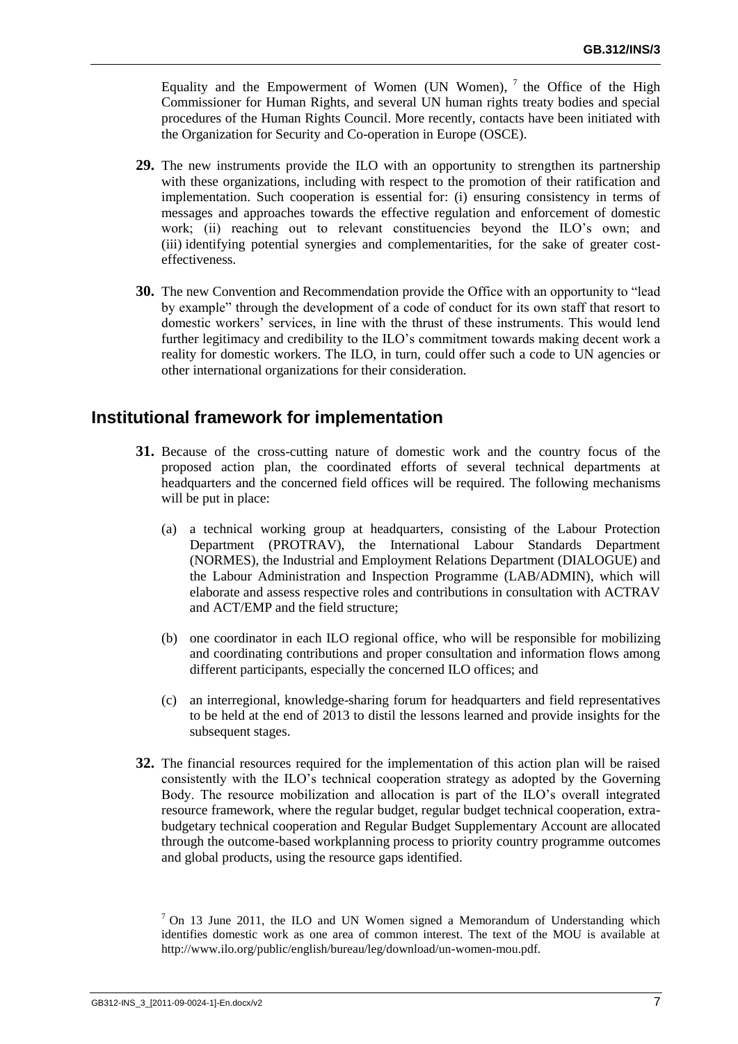Equality and the Empowerment of Women (UN Women), [7] the Office of the High Commissioner for Human Rights, and several UN human rights treaty bodies and special procedures of the Human Rights Council. More recently, contacts have been initiated with the Organization for Security and Co-operation in Europe (OSCE).

**29.** The new instruments provide the ILO with an opportunity to strengthen its partnership with these organizations, including with respect to the promotion of their ratification and implementation. Such cooperation is essential for: (i) ensuring consistency in terms of messages and approaches towards the effective regulation and enforcement of domestic work; (ii) reaching out to relevant constituencies beyond the ILO's own; and (iii) identifying potential synergies and complementarities, for the sake of greater cost-effectiveness.

**30.** The new Convention and Recommendation provide the Office with an opportunity to "lead by example" through the development of a code of conduct for its own staff that resort to domestic workers' services, in line with the thrust of these instruments. This would lend further legitimacy and credibility to the ILO's commitment towards making decent work a reality for domestic workers. The ILO, in turn, could offer such a code to UN agencies or other international organizations for their consideration.

## Institutional framework for implementation

**31.** Because of the cross-cutting nature of domestic work and the country focus of the proposed action plan, the coordinated efforts of several technical departments at headquarters and the concerned field offices will be required. The following mechanisms will be put in place:

(a) a technical working group at headquarters, consisting of the Labour Protection Department (PROTRAV), the International Labour Standards Department (NORMES), the Industrial and Employment Relations Department (DIALOGUE) and the Labour Administration and Inspection Programme (LAB/ADMIN), which will elaborate and assess respective roles and contributions in consultation with ACTRAV and ACT/EMP and the field structure;

(b) one coordinator in each ILO regional office, who will be responsible for mobilizing and coordinating contributions and proper consultation and information flows among different participants, especially the concerned ILO offices; and

(c) an interregional, knowledge-sharing forum for headquarters and field representatives to be held at the end of 2013 to distil the lessons learned and provide insights for the subsequent stages.

**32.** The financial resources required for the implementation of this action plan will be raised consistently with the ILO's technical cooperation strategy as adopted by the Governing Body. The resource mobilization and allocation is part of the ILO's overall integrated resource framework, where the regular budget, regular budget technical cooperation, extra-budgetary technical cooperation and Regular Budget Supplementary Account are allocated through the outcome-based workplanning process to priority country programme outcomes and global products, using the resource gaps identified.

[7] On 13 June 2011, the ILO and UN Women signed a Memorandum of Understanding which identifies domestic work as one area of common interest. The text of the MOU is available at http://www.ilo.org/public/english/bureau/leg/download/un-women-mou.pdf.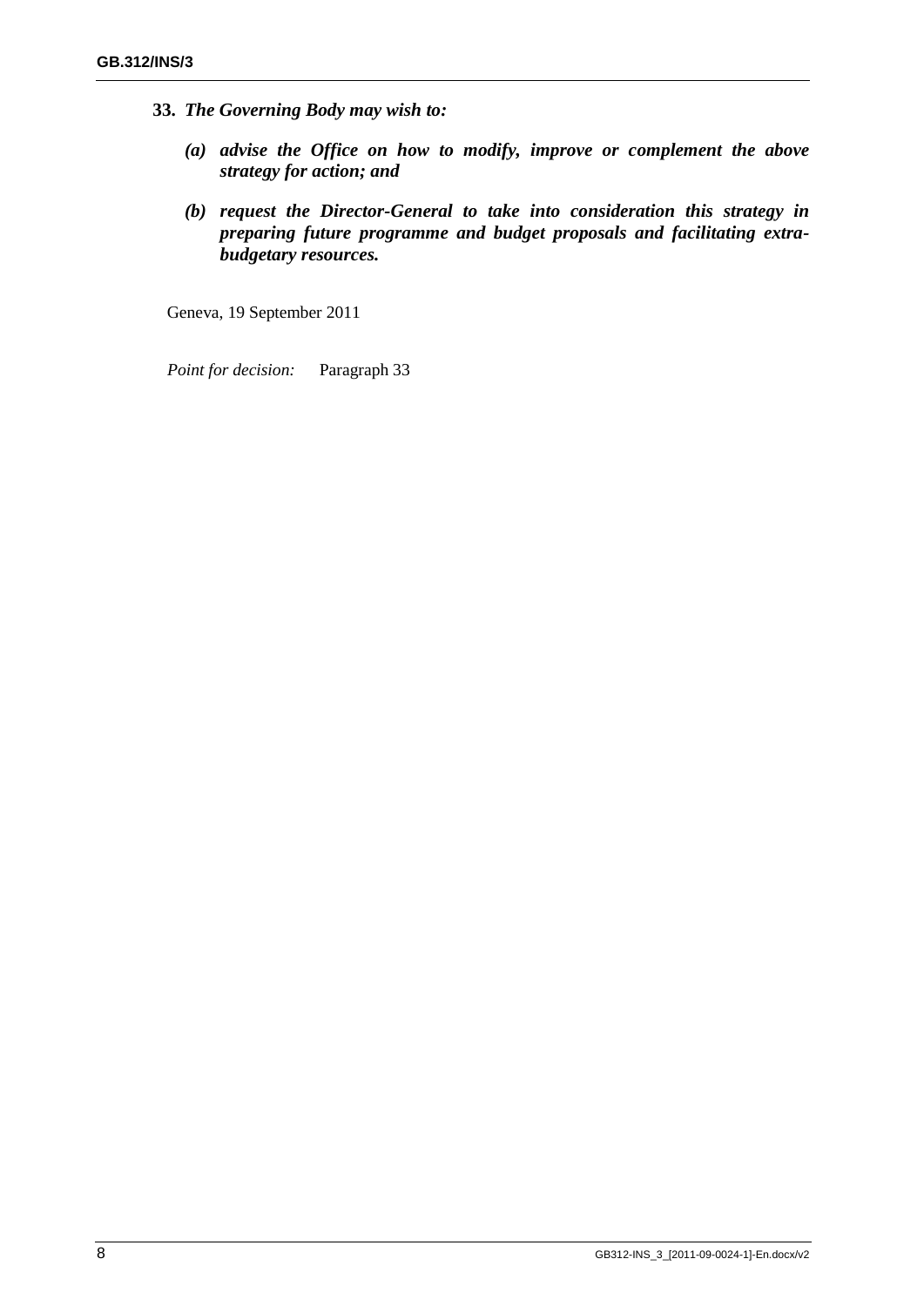**33.** ***The Governing Body may wish to:***

***(a) advise the Office on how to modify, improve or complement the above strategy for action; and***

***(b) request the Director-General to take into consideration this strategy in preparing future programme and budget proposals and facilitating extra-budgetary resources.***

Geneva, 19 September 2011

*Point for decision:* Paragraph 33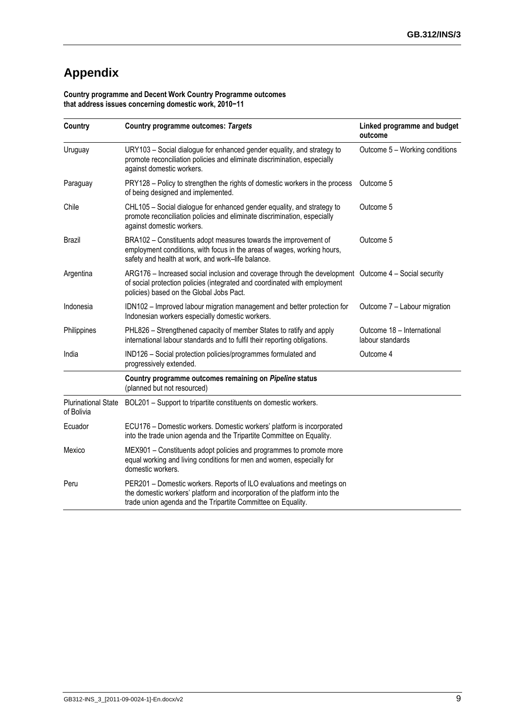# Appendix

**Country programme and Decent Work Country Programme outcomes that address issues concerning domestic work, 2010−11**

| Country | Country programme outcomes: *Targets* | Linked programme and budget outcome |
|---|---|---|
| Uruguay | URY103 – Social dialogue for enhanced gender equality, and strategy to promote reconciliation policies and eliminate discrimination, especially against domestic workers. | Outcome 5 – Working conditions |
| Paraguay | PRY128 – Policy to strengthen the rights of domestic workers in the process of being designed and implemented. | Outcome 5 |
| Chile | CHL105 – Social dialogue for enhanced gender equality, and strategy to promote reconciliation policies and eliminate discrimination, especially against domestic workers. | Outcome 5 |
| Brazil | BRA102 – Constituents adopt measures towards the improvement of employment conditions, with focus in the areas of wages, working hours, safety and health at work, and work–life balance. | Outcome 5 |
| Argentina | ARG176 – Increased social inclusion and coverage through the development of social protection policies (integrated and coordinated with employment policies) based on the Global Jobs Pact. | Outcome 4 – Social security |
| Indonesia | IDN102 – Improved labour migration management and better protection for Indonesian workers especially domestic workers. | Outcome 7 – Labour migration |
| Philippines | PHL826 – Strengthened capacity of member States to ratify and apply international labour standards and to fulfil their reporting obligations. | Outcome 18 – International labour standards |
| India | IND126 – Social protection policies/programmes formulated and progressively extended. | Outcome 4 |
| | **Country programme outcomes remaining on *Pipeline* status** (planned but not resourced) | |
| Plurinational State of Bolivia | BOL201 – Support to tripartite constituents on domestic workers. | |
| Ecuador | ECU176 – Domestic workers. Domestic workers' platform is incorporated into the trade union agenda and the Tripartite Committee on Equality. | |
| Mexico | MEX901 – Constituents adopt policies and programmes to promote more equal working and living conditions for men and women, especially for domestic workers. | |
| Peru | PER201 – Domestic workers. Reports of ILO evaluations and meetings on the domestic workers' platform and incorporation of the platform into the trade union agenda and the Tripartite Committee on Equality. | |